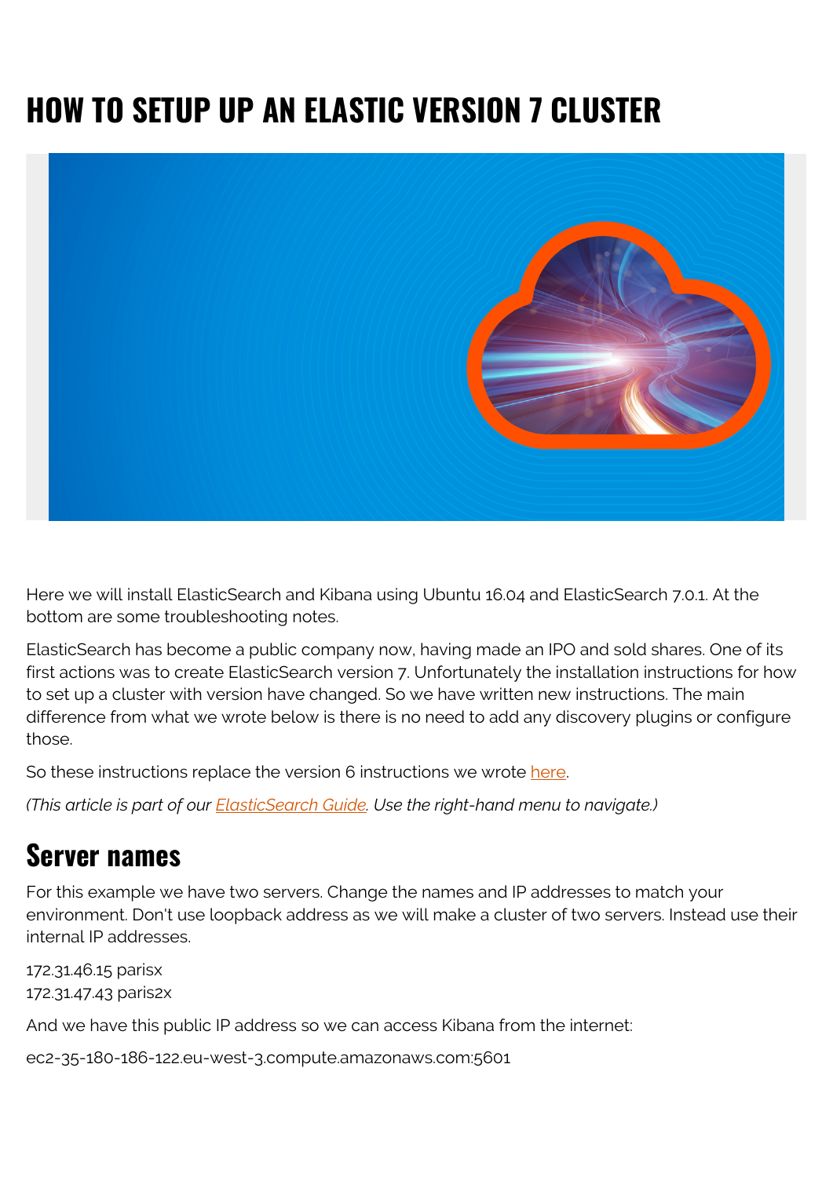# HOW TO SETUP UP AN ELASTIC VERSION 7 CLUSTER

Here we will install ElasticSearch and Kibana using Ubuntu 16.04 and ElasticSearch 7.0.1. At the bottom are some troubleshooting notes.

ElasticSearch has become a public company now, having made an IPO and sold shares. One of its first actions was to create ElasticSearch version 7. Unfortunately the installation instructions for how to set up a cluster with version have changed. So we have written new instructions. The main difference from what we wrote below is there is no need to add any discovery plugins or configure those.

So these instructions replace the version 6 instructions we wrote here.

*(This article is part of our ElasticSearch Guide. Use the right-hand menu to navigate.)*

## Server names

For this example we have two servers. Change the names and IP addresses to match your environment. Don't use loopback address as we will make a cluster of two servers. Instead use their internal IP addresses.

172.31.46.15 parisx
172.31.47.43 paris2x

And we have this public IP address so we can access Kibana from the internet:

ec2-35-180-186-122.eu-west-3.compute.amazonaws.com:5601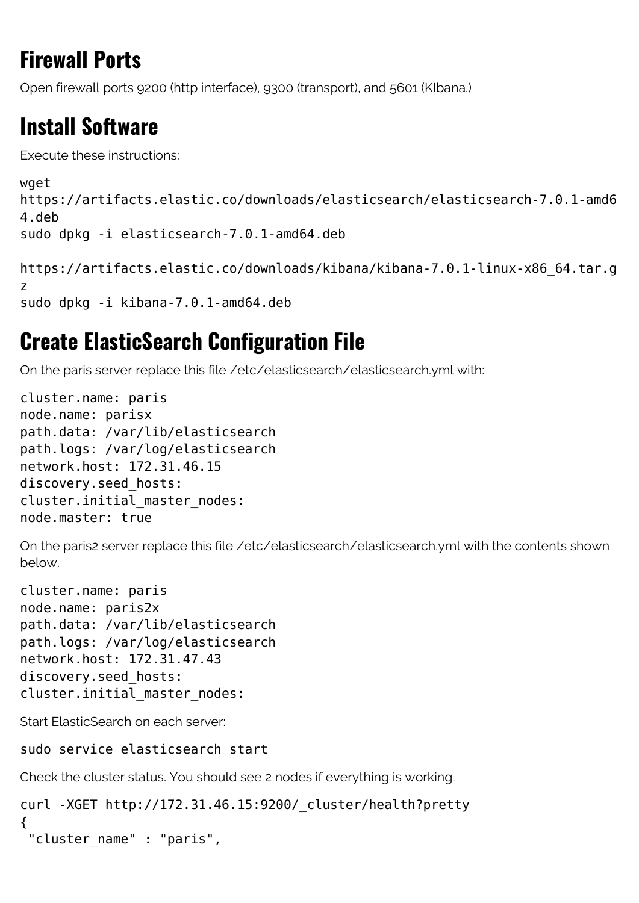## Firewall Ports

Open firewall ports 9200 (http interface), 9300 (transport), and 5601 (KIbana.)

## Install Software

Execute these instructions:

```
wget
https://artifacts.elastic.co/downloads/elasticsearch/elasticsearch-7.0.1-amd64.deb
sudo dpkg -i elasticsearch-7.0.1-amd64.deb

https://artifacts.elastic.co/downloads/kibana/kibana-7.0.1-linux-x86_64.tar.gz
sudo dpkg -i kibana-7.0.1-amd64.deb
```

## Create ElasticSearch Configuration File

On the paris server replace this file /etc/elasticsearch/elasticsearch.yml with:

```
cluster.name: paris
node.name: parisx
path.data: /var/lib/elasticsearch
path.logs: /var/log/elasticsearch
network.host: 172.31.46.15
discovery.seed_hosts:
cluster.initial_master_nodes:
node.master: true
```

On the paris2 server replace this file /etc/elasticsearch/elasticsearch.yml with the contents shown below.

```
cluster.name: paris
node.name: paris2x
path.data: /var/lib/elasticsearch
path.logs: /var/log/elasticsearch
network.host: 172.31.47.43
discovery.seed_hosts:
cluster.initial_master_nodes:
```

Start ElasticSearch on each server:

```
sudo service elasticsearch start
```

Check the cluster status. You should see 2 nodes if everything is working.

```
curl -XGET http://172.31.46.15:9200/_cluster/health?pretty
{
 "cluster_name" : "paris",
```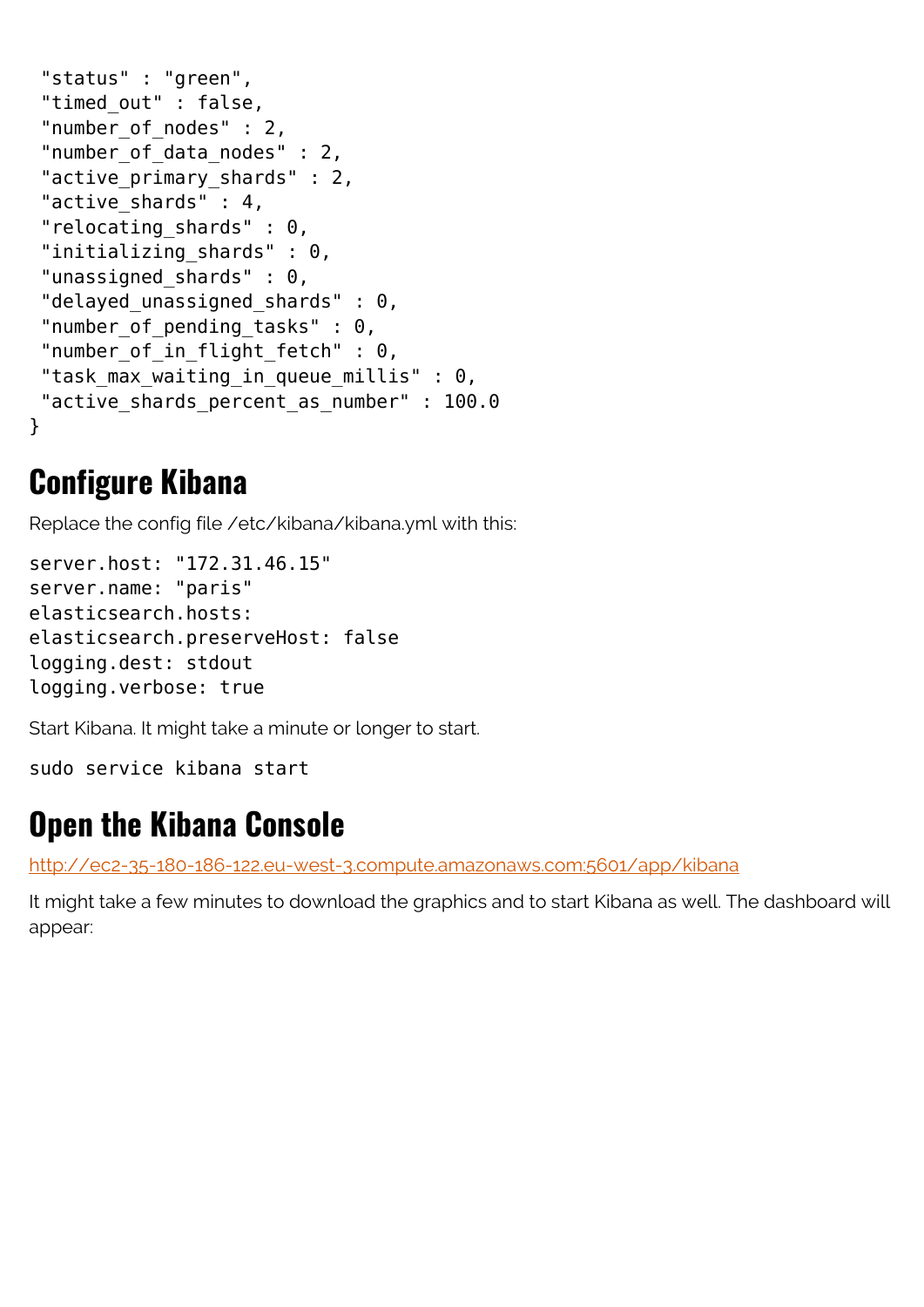```
 "status" : "green",
 "timed_out" : false,
 "number_of_nodes" : 2,
 "number_of_data_nodes" : 2,
 "active_primary_shards" : 2,
 "active_shards" : 4,
 "relocating_shards" : 0,
 "initializing_shards" : 0,
 "unassigned_shards" : 0,
 "delayed_unassigned_shards" : 0,
 "number_of_pending_tasks" : 0,
 "number_of_in_flight_fetch" : 0,
 "task_max_waiting_in_queue_millis" : 0,
 "active_shards_percent_as_number" : 100.0
}
```

## Configure Kibana

Replace the config file /etc/kibana/kibana.yml with this:

```
server.host: "172.31.46.15"
server.name: "paris"
elasticsearch.hosts:
elasticsearch.preserveHost: false
logging.dest: stdout
logging.verbose: true
```

Start Kibana. It might take a minute or longer to start.

```
sudo service kibana start
```

## Open the Kibana Console

[http://ec2-35-180-186-122.eu-west-3.compute.amazonaws.com:5601/app/kibana](http://ec2-35-180-186-122.eu-west-3.compute.amazonaws.com:5601/app/kibana)

It might take a few minutes to download the graphics and to start Kibana as well. The dashboard will appear: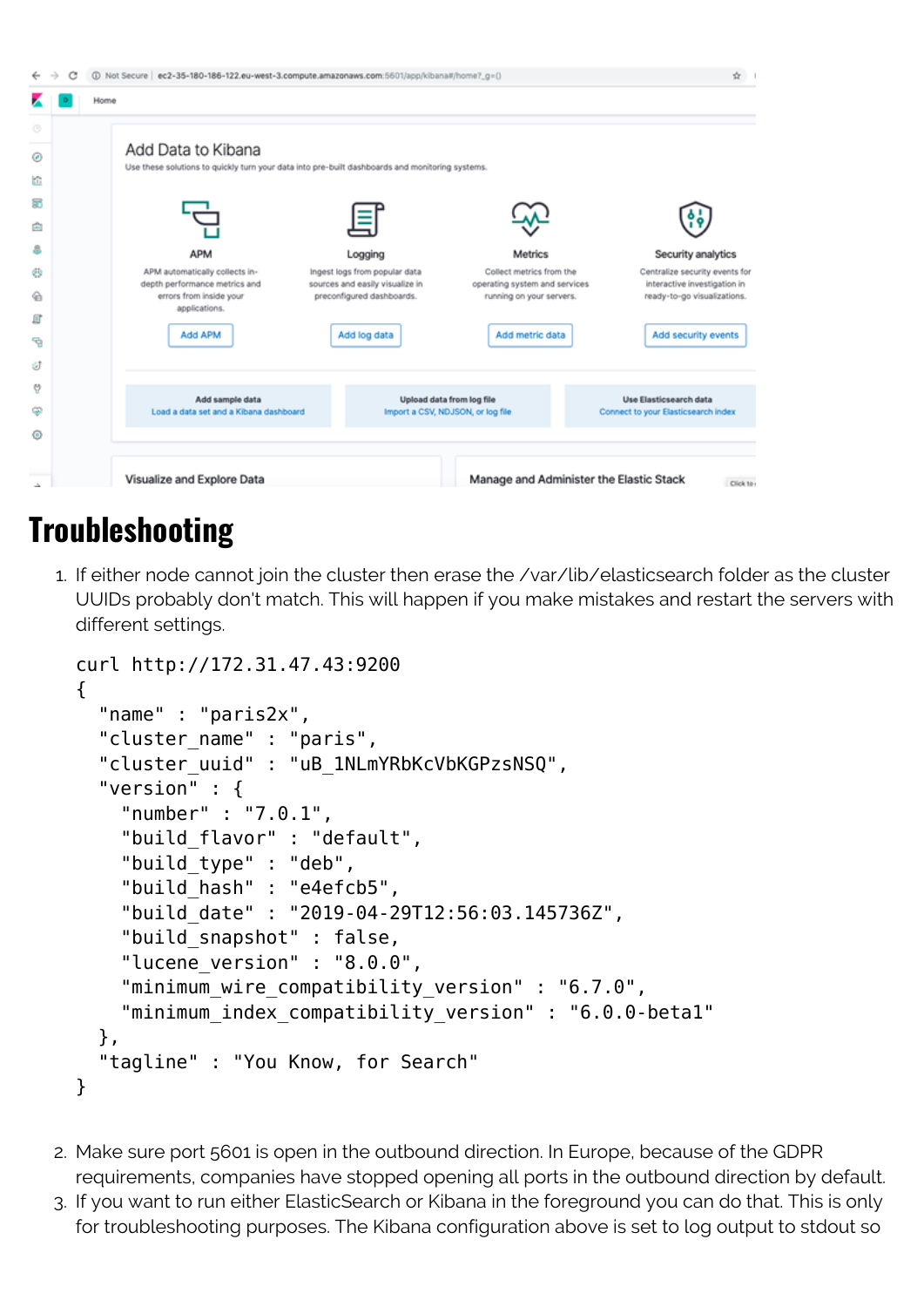# Troubleshooting

1. If either node cannot join the cluster then erase the /var/lib/elasticsearch folder as the cluster UUIDs probably don't match. This will happen if you make mistakes and restart the servers with different settings.

   ```
   curl http://172.31.47.43:9200
   {
     "name" : "paris2x",
     "cluster_name" : "paris",
     "cluster_uuid" : "uB_1NLmYRbKcVbKGPzsNSQ",
     "version" : {
       "number" : "7.0.1",
       "build_flavor" : "default",
       "build_type" : "deb",
       "build_hash" : "e4efcb5",
       "build_date" : "2019-04-29T12:56:03.145736Z",
       "build_snapshot" : false,
       "lucene_version" : "8.0.0",
       "minimum_wire_compatibility_version" : "6.7.0",
       "minimum_index_compatibility_version" : "6.0.0-beta1"
     },
     "tagline" : "You Know, for Search"
   }
   ```

2. Make sure port 5601 is open in the outbound direction. In Europe, because of the GDPR requirements, companies have stopped opening all ports in the outbound direction by default.
3. If you want to run either ElasticSearch or Kibana in the foreground you can do that. This is only for troubleshooting purposes. The Kibana configuration above is set to log output to stdout so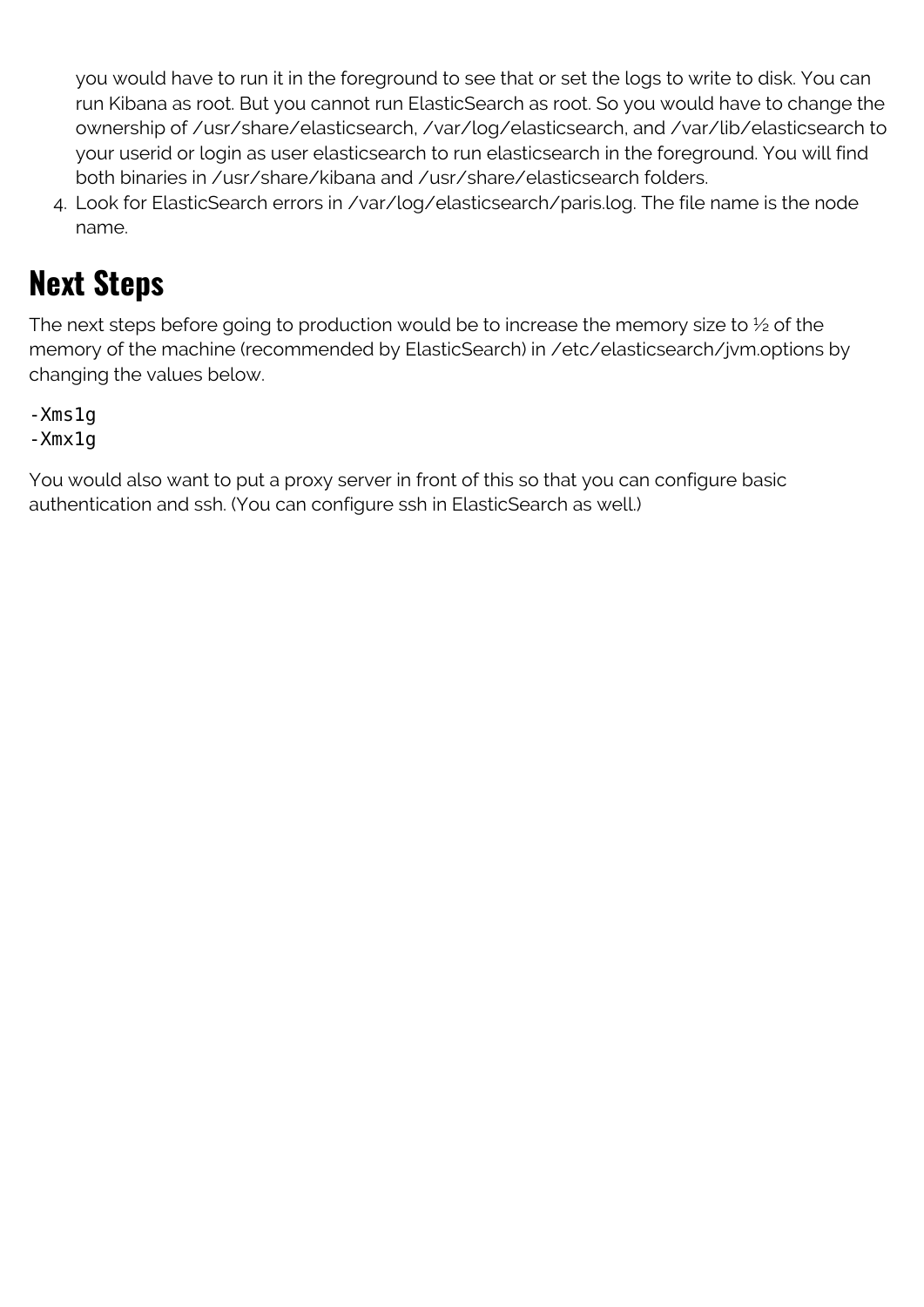you would have to run it in the foreground to see that or set the logs to write to disk. You can run Kibana as root. But you cannot run ElasticSearch as root. So you would have to change the ownership of /usr/share/elasticsearch, /var/log/elasticsearch, and /var/lib/elasticsearch to your userid or login as user elasticsearch to run elasticsearch in the foreground. You will find both binaries in /usr/share/kibana and /usr/share/elasticsearch folders.

4. Look for ElasticSearch errors in /var/log/elasticsearch/paris.log. The file name is the node name.

## Next Steps

The next steps before going to production would be to increase the memory size to ½ of the memory of the machine (recommended by ElasticSearch) in /etc/elasticsearch/jvm.options by changing the values below.

```
-Xms1g
-Xmx1g
```

You would also want to put a proxy server in front of this so that you can configure basic authentication and ssh. (You can configure ssh in ElasticSearch as well.)